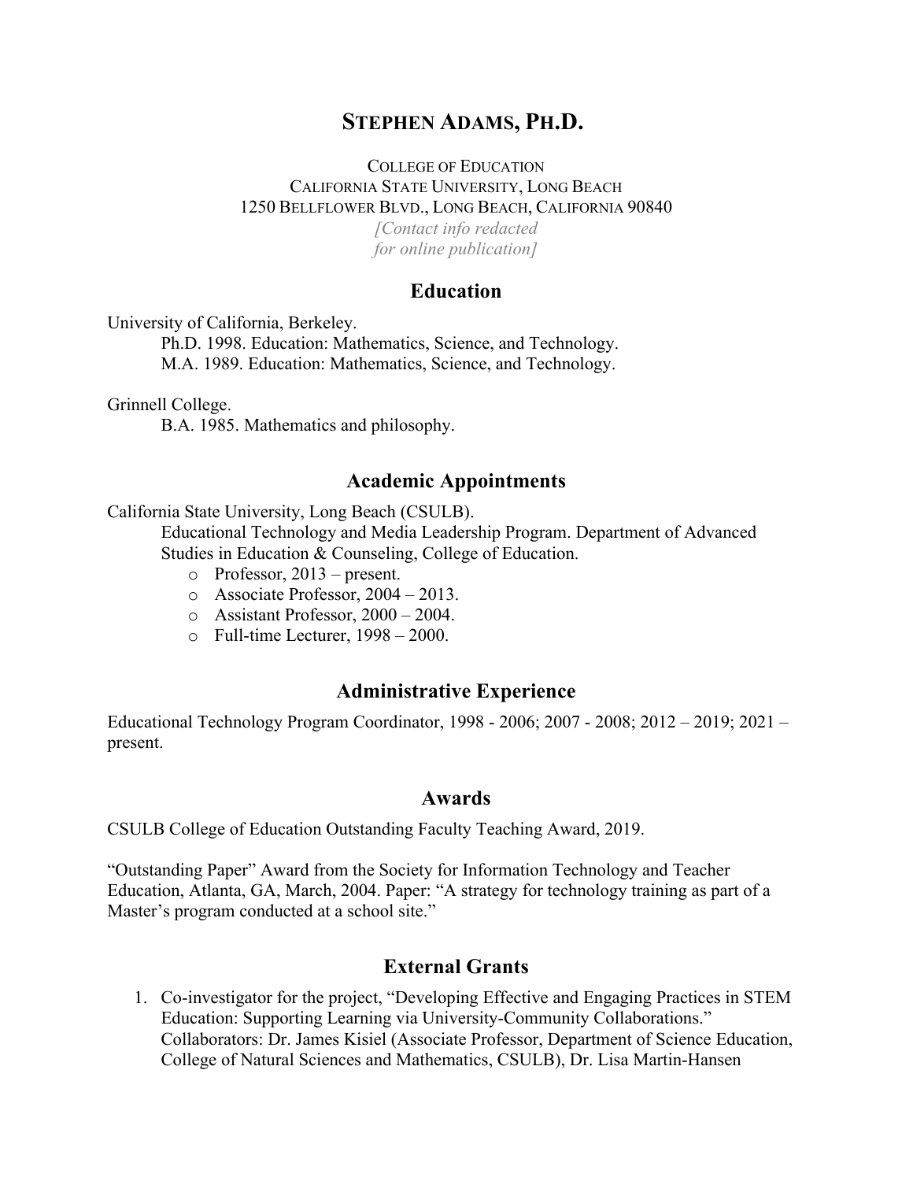# STEPHEN ADAMS, PH.D.

COLLEGE OF EDUCATION
CALIFORNIA STATE UNIVERSITY, LONG BEACH
1250 BELLFLOWER BLVD., LONG BEACH, CALIFORNIA 90840
*[Contact info redacted for online publication]*

## Education

University of California, Berkeley.
Ph.D. 1998. Education: Mathematics, Science, and Technology.
M.A. 1989. Education: Mathematics, Science, and Technology.

Grinnell College.
B.A. 1985. Mathematics and philosophy.

## Academic Appointments

California State University, Long Beach (CSULB).
Educational Technology and Media Leadership Program. Department of Advanced Studies in Education & Counseling, College of Education.

- Professor, 2013 – present.
- Associate Professor, 2004 – 2013.
- Assistant Professor, 2000 – 2004.
- Full-time Lecturer, 1998 – 2000.

## Administrative Experience

Educational Technology Program Coordinator, 1998 - 2006; 2007 - 2008; 2012 – 2019; 2021 – present.

## Awards

CSULB College of Education Outstanding Faculty Teaching Award, 2019.

"Outstanding Paper" Award from the Society for Information Technology and Teacher Education, Atlanta, GA, March, 2004. Paper: "A strategy for technology training as part of a Master's program conducted at a school site."

## External Grants

1. Co-investigator for the project, "Developing Effective and Engaging Practices in STEM Education: Supporting Learning via University-Community Collaborations." Collaborators: Dr. James Kisiel (Associate Professor, Department of Science Education, College of Natural Sciences and Mathematics, CSULB), Dr. Lisa Martin-Hansen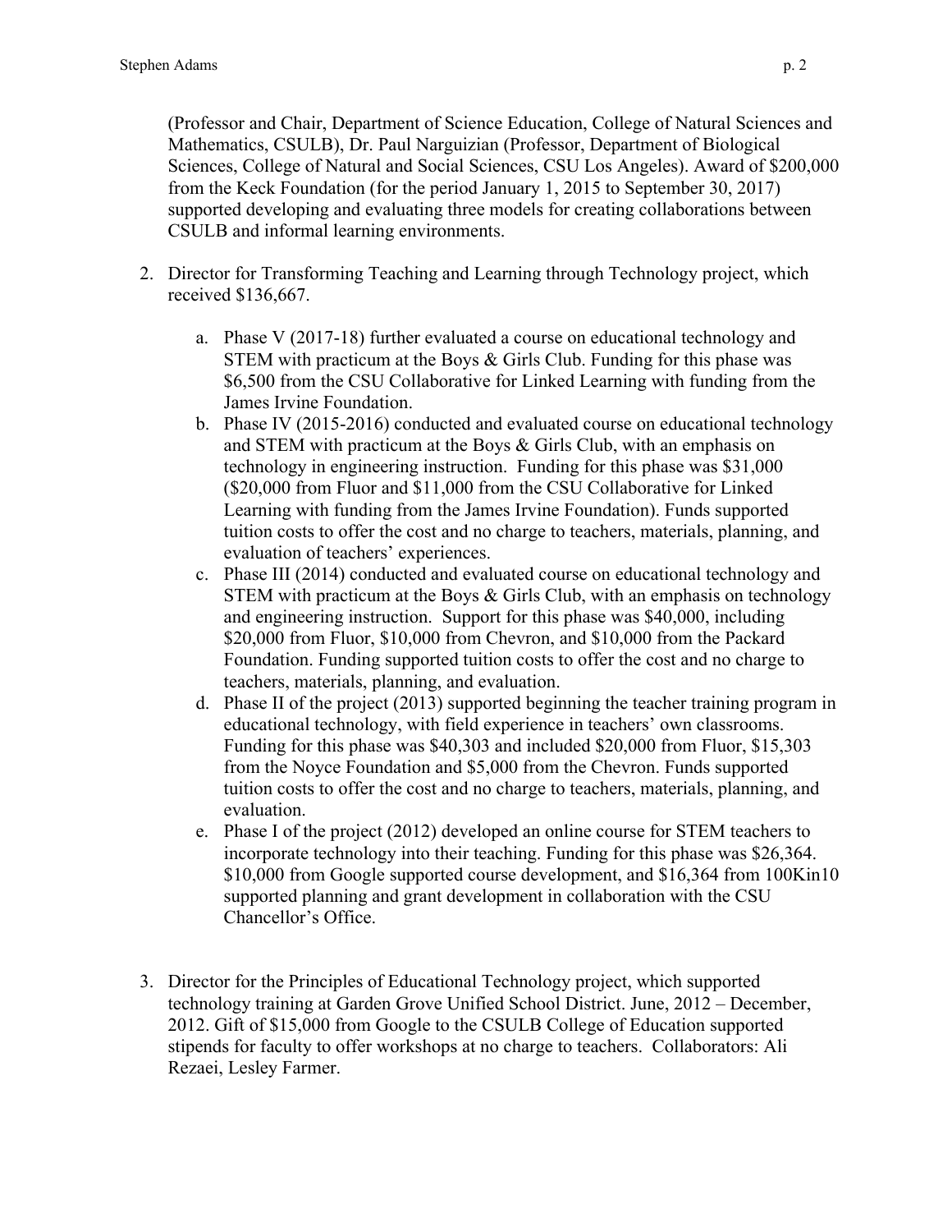(Professor and Chair, Department of Science Education, College of Natural Sciences and Mathematics, CSULB), Dr. Paul Narguizian (Professor, Department of Biological Sciences, College of Natural and Social Sciences, CSU Los Angeles). Award of $200,000 from the Keck Foundation (for the period January 1, 2015 to September 30, 2017) supported developing and evaluating three models for creating collaborations between CSULB and informal learning environments.

2. Director for Transforming Teaching and Learning through Technology project, which received $136,667.

    a. Phase V (2017-18) further evaluated a course on educational technology and STEM with practicum at the Boys & Girls Club. Funding for this phase was $6,500 from the CSU Collaborative for Linked Learning with funding from the James Irvine Foundation.
    b. Phase IV (2015-2016) conducted and evaluated course on educational technology and STEM with practicum at the Boys & Girls Club, with an emphasis on technology in engineering instruction. Funding for this phase was $31,000 ($20,000 from Fluor and $11,000 from the CSU Collaborative for Linked Learning with funding from the James Irvine Foundation). Funds supported tuition costs to offer the cost and no charge to teachers, materials, planning, and evaluation of teachers' experiences.
    c. Phase III (2014) conducted and evaluated course on educational technology and STEM with practicum at the Boys & Girls Club, with an emphasis on technology and engineering instruction. Support for this phase was $40,000, including $20,000 from Fluor, $10,000 from Chevron, and $10,000 from the Packard Foundation. Funding supported tuition costs to offer the cost and no charge to teachers, materials, planning, and evaluation.
    d. Phase II of the project (2013) supported beginning the teacher training program in educational technology, with field experience in teachers' own classrooms. Funding for this phase was $40,303 and included $20,000 from Fluor, $15,303 from the Noyce Foundation and $5,000 from the Chevron. Funds supported tuition costs to offer the cost and no charge to teachers, materials, planning, and evaluation.
    e. Phase I of the project (2012) developed an online course for STEM teachers to incorporate technology into their teaching. Funding for this phase was $26,364. $10,000 from Google supported course development, and $16,364 from 100Kin10 supported planning and grant development in collaboration with the CSU Chancellor's Office.

3. Director for the Principles of Educational Technology project, which supported technology training at Garden Grove Unified School District. June, 2012 – December, 2012. Gift of $15,000 from Google to the CSULB College of Education supported stipends for faculty to offer workshops at no charge to teachers. Collaborators: Ali Rezaei, Lesley Farmer.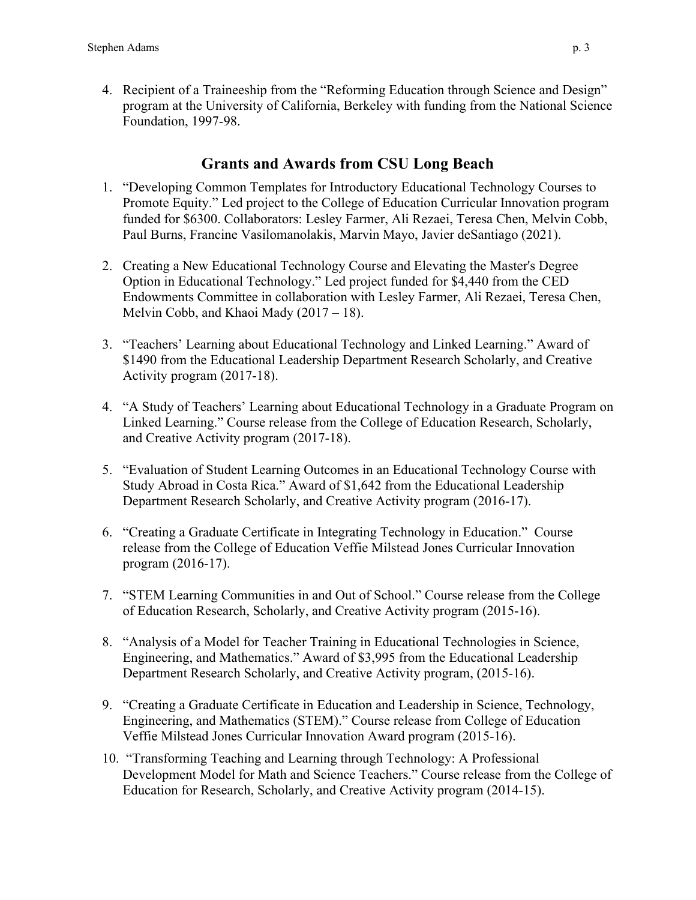4. Recipient of a Traineeship from the "Reforming Education through Science and Design" program at the University of California, Berkeley with funding from the National Science Foundation, 1997-98.

## Grants and Awards from CSU Long Beach

1. "Developing Common Templates for Introductory Educational Technology Courses to Promote Equity." Led project to the College of Education Curricular Innovation program funded for $6300. Collaborators: Lesley Farmer, Ali Rezaei, Teresa Chen, Melvin Cobb, Paul Burns, Francine Vasilomanolakis, Marvin Mayo, Javier deSantiago (2021).

2. Creating a New Educational Technology Course and Elevating the Master's Degree Option in Educational Technology." Led project funded for $4,440 from the CED Endowments Committee in collaboration with Lesley Farmer, Ali Rezaei, Teresa Chen, Melvin Cobb, and Khaoi Mady (2017 – 18).

3. "Teachers' Learning about Educational Technology and Linked Learning." Award of $1490 from the Educational Leadership Department Research Scholarly, and Creative Activity program (2017-18).

4. "A Study of Teachers' Learning about Educational Technology in a Graduate Program on Linked Learning." Course release from the College of Education Research, Scholarly, and Creative Activity program (2017-18).

5. "Evaluation of Student Learning Outcomes in an Educational Technology Course with Study Abroad in Costa Rica." Award of $1,642 from the Educational Leadership Department Research Scholarly, and Creative Activity program (2016-17).

6. "Creating a Graduate Certificate in Integrating Technology in Education." Course release from the College of Education Veffie Milstead Jones Curricular Innovation program (2016-17).

7. "STEM Learning Communities in and Out of School." Course release from the College of Education Research, Scholarly, and Creative Activity program (2015-16).

8. "Analysis of a Model for Teacher Training in Educational Technologies in Science, Engineering, and Mathematics." Award of $3,995 from the Educational Leadership Department Research Scholarly, and Creative Activity program, (2015-16).

9. "Creating a Graduate Certificate in Education and Leadership in Science, Technology, Engineering, and Mathematics (STEM)." Course release from College of Education Veffie Milstead Jones Curricular Innovation Award program (2015-16).

10. "Transforming Teaching and Learning through Technology: A Professional Development Model for Math and Science Teachers." Course release from the College of Education for Research, Scholarly, and Creative Activity program (2014-15).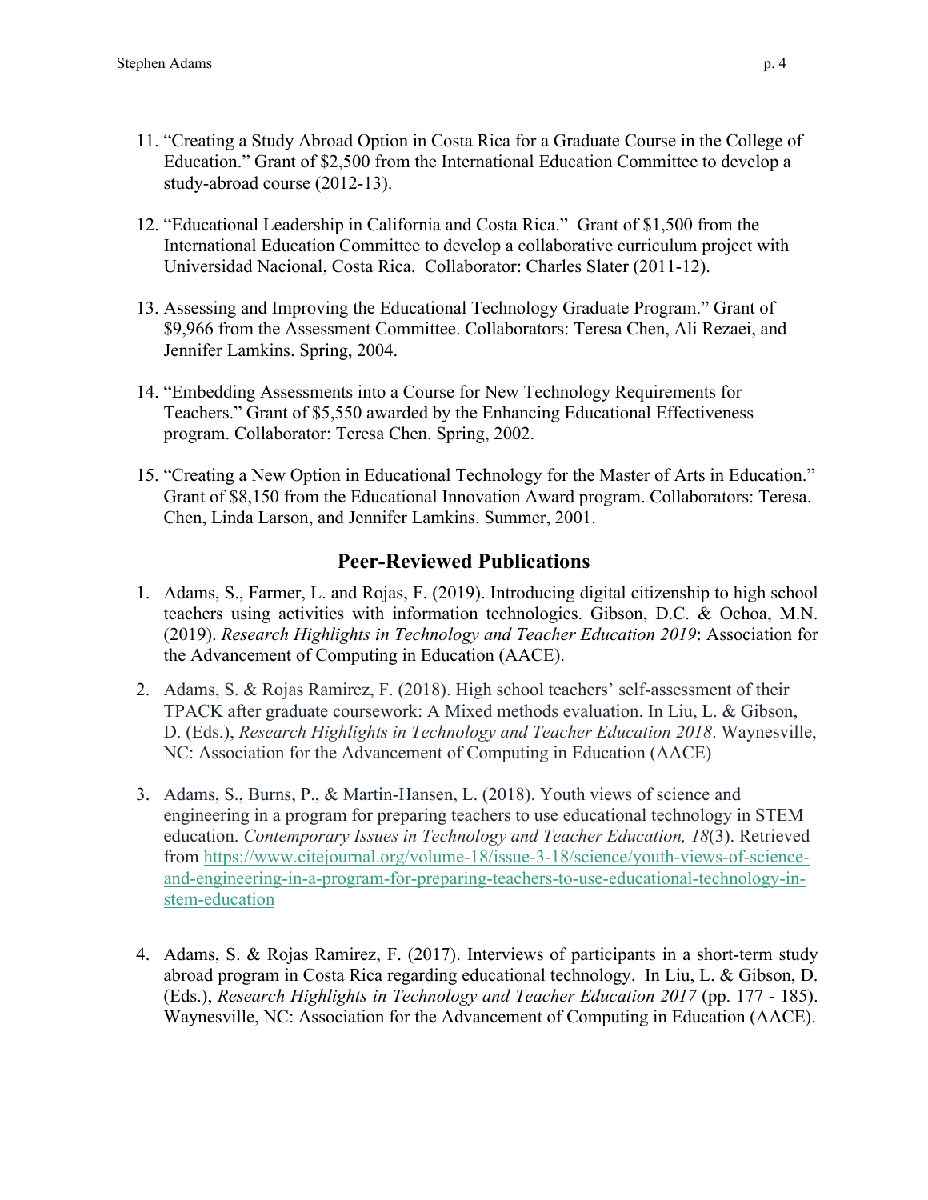11. "Creating a Study Abroad Option in Costa Rica for a Graduate Course in the College of Education." Grant of $2,500 from the International Education Committee to develop a study-abroad course (2012-13).

12. "Educational Leadership in California and Costa Rica." Grant of $1,500 from the International Education Committee to develop a collaborative curriculum project with Universidad Nacional, Costa Rica. Collaborator: Charles Slater (2011-12).

13. Assessing and Improving the Educational Technology Graduate Program." Grant of $9,966 from the Assessment Committee. Collaborators: Teresa Chen, Ali Rezaei, and Jennifer Lamkins. Spring, 2004.

14. "Embedding Assessments into a Course for New Technology Requirements for Teachers." Grant of $5,550 awarded by the Enhancing Educational Effectiveness program. Collaborator: Teresa Chen. Spring, 2002.

15. "Creating a New Option in Educational Technology for the Master of Arts in Education." Grant of $8,150 from the Educational Innovation Award program. Collaborators: Teresa. Chen, Linda Larson, and Jennifer Lamkins. Summer, 2001.

## Peer-Reviewed Publications

1. Adams, S., Farmer, L. and Rojas, F. (2019). Introducing digital citizenship to high school teachers using activities with information technologies. Gibson, D.C. & Ochoa, M.N. (2019). *Research Highlights in Technology and Teacher Education 2019*: Association for the Advancement of Computing in Education (AACE).

2. Adams, S. & Rojas Ramirez, F. (2018). High school teachers' self-assessment of their TPACK after graduate coursework: A Mixed methods evaluation. In Liu, L. & Gibson, D. (Eds.), *Research Highlights in Technology and Teacher Education 2018*. Waynesville, NC: Association for the Advancement of Computing in Education (AACE)

3. Adams, S., Burns, P., & Martin-Hansen, L. (2018). Youth views of science and engineering in a program for preparing teachers to use educational technology in STEM education. *Contemporary Issues in Technology and Teacher Education, 18*(3). Retrieved from https://www.citejournal.org/volume-18/issue-3-18/science/youth-views-of-science-and-engineering-in-a-program-for-preparing-teachers-to-use-educational-technology-in-stem-education

4. Adams, S. & Rojas Ramirez, F. (2017). Interviews of participants in a short-term study abroad program in Costa Rica regarding educational technology. In Liu, L. & Gibson, D. (Eds.), *Research Highlights in Technology and Teacher Education 2017* (pp. 177 - 185). Waynesville, NC: Association for the Advancement of Computing in Education (AACE).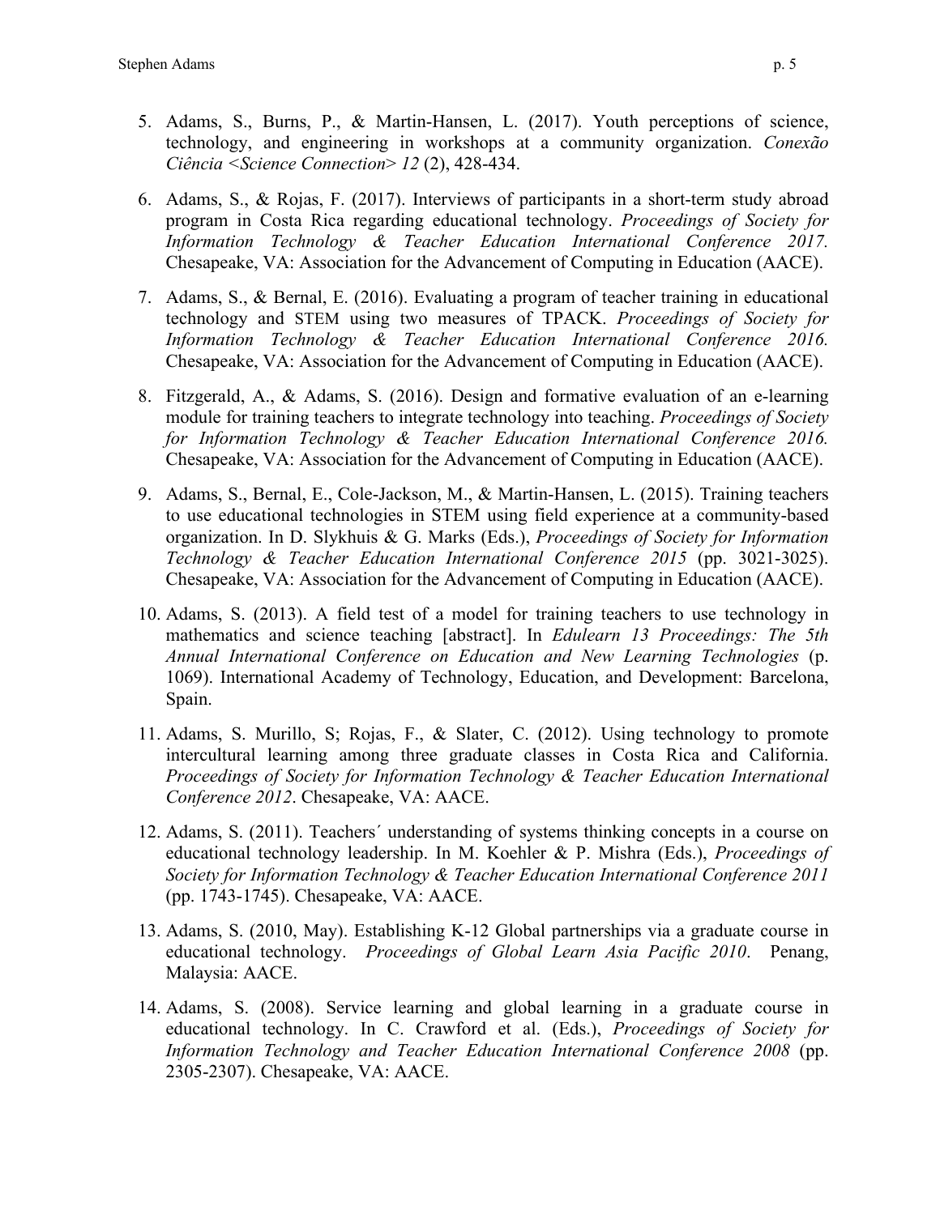5. Adams, S., Burns, P., & Martin-Hansen, L. (2017). Youth perceptions of science, technology, and engineering in workshops at a community organization. *Conexão Ciência <Science Connection> 12* (2), 428-434.

6. Adams, S., & Rojas, F. (2017). Interviews of participants in a short-term study abroad program in Costa Rica regarding educational technology. *Proceedings of Society for Information Technology & Teacher Education International Conference 2017.* Chesapeake, VA: Association for the Advancement of Computing in Education (AACE).

7. Adams, S., & Bernal, E. (2016). Evaluating a program of teacher training in educational technology and STEM using two measures of TPACK. *Proceedings of Society for Information Technology & Teacher Education International Conference 2016.* Chesapeake, VA: Association for the Advancement of Computing in Education (AACE).

8. Fitzgerald, A., & Adams, S. (2016). Design and formative evaluation of an e-learning module for training teachers to integrate technology into teaching. *Proceedings of Society for Information Technology & Teacher Education International Conference 2016.* Chesapeake, VA: Association for the Advancement of Computing in Education (AACE).

9. Adams, S., Bernal, E., Cole-Jackson, M., & Martin-Hansen, L. (2015). Training teachers to use educational technologies in STEM using field experience at a community-based organization. In D. Slykhuis & G. Marks (Eds.), *Proceedings of Society for Information Technology & Teacher Education International Conference 2015* (pp. 3021-3025). Chesapeake, VA: Association for the Advancement of Computing in Education (AACE).

10. Adams, S. (2013). A field test of a model for training teachers to use technology in mathematics and science teaching [abstract]. In *Edulearn 13 Proceedings: The 5th Annual International Conference on Education and New Learning Technologies* (p. 1069). International Academy of Technology, Education, and Development: Barcelona, Spain.

11. Adams, S. Murillo, S; Rojas, F., & Slater, C. (2012). Using technology to promote intercultural learning among three graduate classes in Costa Rica and California. *Proceedings of Society for Information Technology & Teacher Education International Conference 2012*. Chesapeake, VA: AACE.

12. Adams, S. (2011). Teachers´ understanding of systems thinking concepts in a course on educational technology leadership. In M. Koehler & P. Mishra (Eds.), *Proceedings of Society for Information Technology & Teacher Education International Conference 2011* (pp. 1743-1745). Chesapeake, VA: AACE.

13. Adams, S. (2010, May). Establishing K-12 Global partnerships via a graduate course in educational technology. *Proceedings of Global Learn Asia Pacific 2010*. Penang, Malaysia: AACE.

14. Adams, S. (2008). Service learning and global learning in a graduate course in educational technology. In C. Crawford et al. (Eds.), *Proceedings of Society for Information Technology and Teacher Education International Conference 2008* (pp. 2305-2307). Chesapeake, VA: AACE.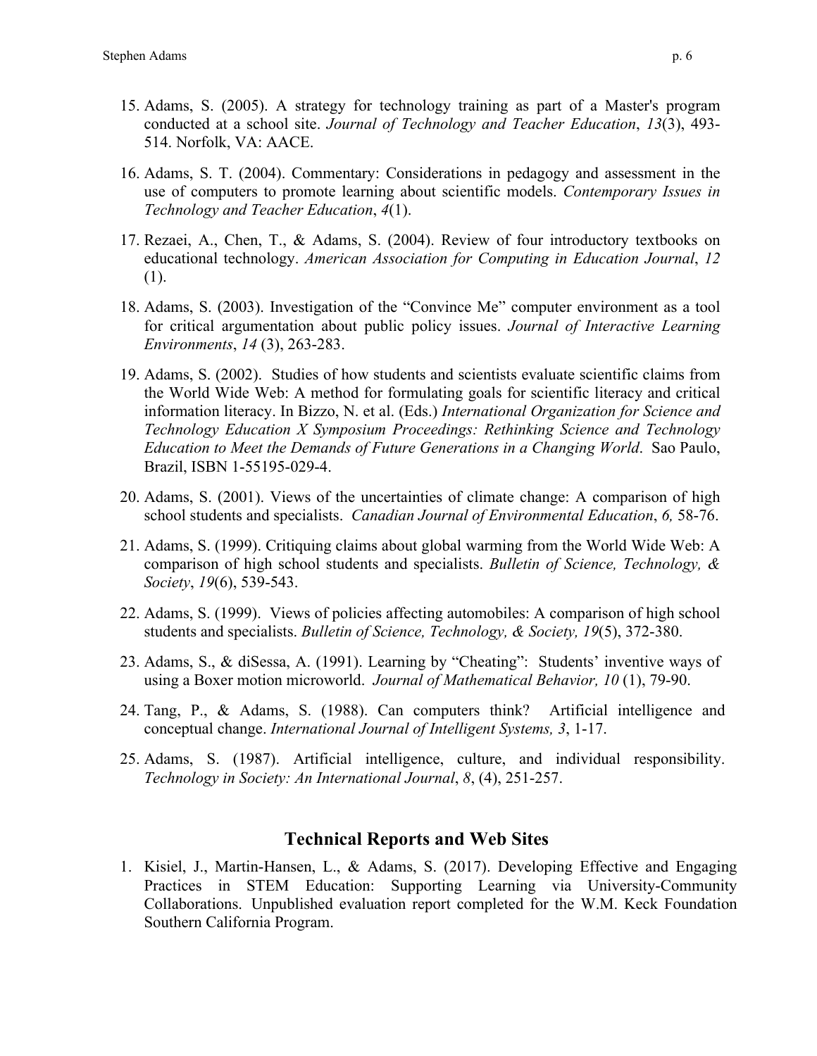15. Adams, S. (2005). A strategy for technology training as part of a Master's program conducted at a school site. *Journal of Technology and Teacher Education*, *13*(3), 493-514. Norfolk, VA: AACE.

16. Adams, S. T. (2004). Commentary: Considerations in pedagogy and assessment in the use of computers to promote learning about scientific models. *Contemporary Issues in Technology and Teacher Education*, *4*(1).

17. Rezaei, A., Chen, T., & Adams, S. (2004). Review of four introductory textbooks on educational technology. *American Association for Computing in Education Journal*, *12* (1).

18. Adams, S. (2003). Investigation of the "Convince Me" computer environment as a tool for critical argumentation about public policy issues. *Journal of Interactive Learning Environments*, *14* (3), 263-283.

19. Adams, S. (2002). Studies of how students and scientists evaluate scientific claims from the World Wide Web: A method for formulating goals for scientific literacy and critical information literacy. In Bizzo, N. et al. (Eds.) *International Organization for Science and Technology Education X Symposium Proceedings: Rethinking Science and Technology Education to Meet the Demands of Future Generations in a Changing World*. Sao Paulo, Brazil, ISBN 1-55195-029-4.

20. Adams, S. (2001). Views of the uncertainties of climate change: A comparison of high school students and specialists. *Canadian Journal of Environmental Education*, *6,* 58-76.

21. Adams, S. (1999). Critiquing claims about global warming from the World Wide Web: A comparison of high school students and specialists. *Bulletin of Science, Technology, & Society*, *19*(6), 539-543.

22. Adams, S. (1999). Views of policies affecting automobiles: A comparison of high school students and specialists. *Bulletin of Science, Technology, & Society, 19*(5), 372-380.

23. Adams, S., & diSessa, A. (1991). Learning by "Cheating": Students' inventive ways of using a Boxer motion microworld. *Journal of Mathematical Behavior, 10* (1), 79-90.

24. Tang, P., & Adams, S. (1988). Can computers think? Artificial intelligence and conceptual change. *International Journal of Intelligent Systems, 3*, 1-17.

25. Adams, S. (1987). Artificial intelligence, culture, and individual responsibility. *Technology in Society: An International Journal*, *8*, (4), 251-257.

## Technical Reports and Web Sites

1. Kisiel, J., Martin-Hansen, L., & Adams, S. (2017). Developing Effective and Engaging Practices in STEM Education: Supporting Learning via University-Community Collaborations. Unpublished evaluation report completed for the W.M. Keck Foundation Southern California Program.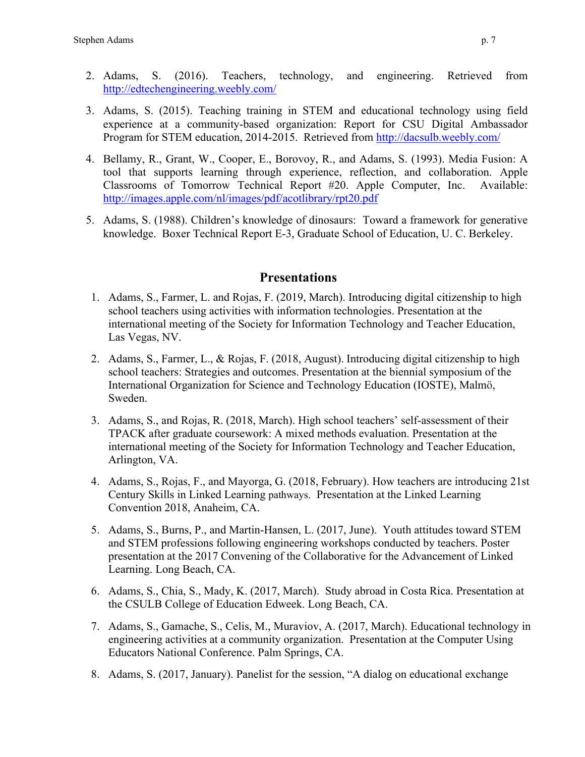2. Adams, S. (2016). Teachers, technology, and engineering. Retrieved from http://edtechengineering.weebly.com/

3. Adams, S. (2015). Teaching training in STEM and educational technology using field experience at a community-based organization: Report for CSU Digital Ambassador Program for STEM education, 2014-2015. Retrieved from http://dacsulb.weebly.com/

4. Bellamy, R., Grant, W., Cooper, E., Borovoy, R., and Adams, S. (1993). Media Fusion: A tool that supports learning through experience, reflection, and collaboration. Apple Classrooms of Tomorrow Technical Report #20. Apple Computer, Inc. Available: http://images.apple.com/nl/images/pdf/acotlibrary/rpt20.pdf

5. Adams, S. (1988). Children's knowledge of dinosaurs: Toward a framework for generative knowledge. Boxer Technical Report E-3, Graduate School of Education, U. C. Berkeley.

## Presentations

1. Adams, S., Farmer, L. and Rojas, F. (2019, March). Introducing digital citizenship to high school teachers using activities with information technologies. Presentation at the international meeting of the Society for Information Technology and Teacher Education, Las Vegas, NV.

2. Adams, S., Farmer, L., & Rojas, F. (2018, August). Introducing digital citizenship to high school teachers: Strategies and outcomes. Presentation at the biennial symposium of the International Organization for Science and Technology Education (IOSTE), Malmö, Sweden.

3. Adams, S., and Rojas, R. (2018, March). High school teachers' self-assessment of their TPACK after graduate coursework: A mixed methods evaluation. Presentation at the international meeting of the Society for Information Technology and Teacher Education, Arlington, VA.

4. Adams, S., Rojas, F., and Mayorga, G. (2018, February). How teachers are introducing 21st Century Skills in Linked Learning pathways. Presentation at the Linked Learning Convention 2018, Anaheim, CA.

5. Adams, S., Burns, P., and Martin-Hansen, L. (2017, June). Youth attitudes toward STEM and STEM professions following engineering workshops conducted by teachers. Poster presentation at the 2017 Convening of the Collaborative for the Advancement of Linked Learning. Long Beach, CA.

6. Adams, S., Chia, S., Mady, K. (2017, March). Study abroad in Costa Rica. Presentation at the CSULB College of Education Edweek. Long Beach, CA.

7. Adams, S., Gamache, S., Celis, M., Muraviov, A. (2017, March). Educational technology in engineering activities at a community organization. Presentation at the Computer Using Educators National Conference. Palm Springs, CA.

8. Adams, S. (2017, January). Panelist for the session, "A dialog on educational exchange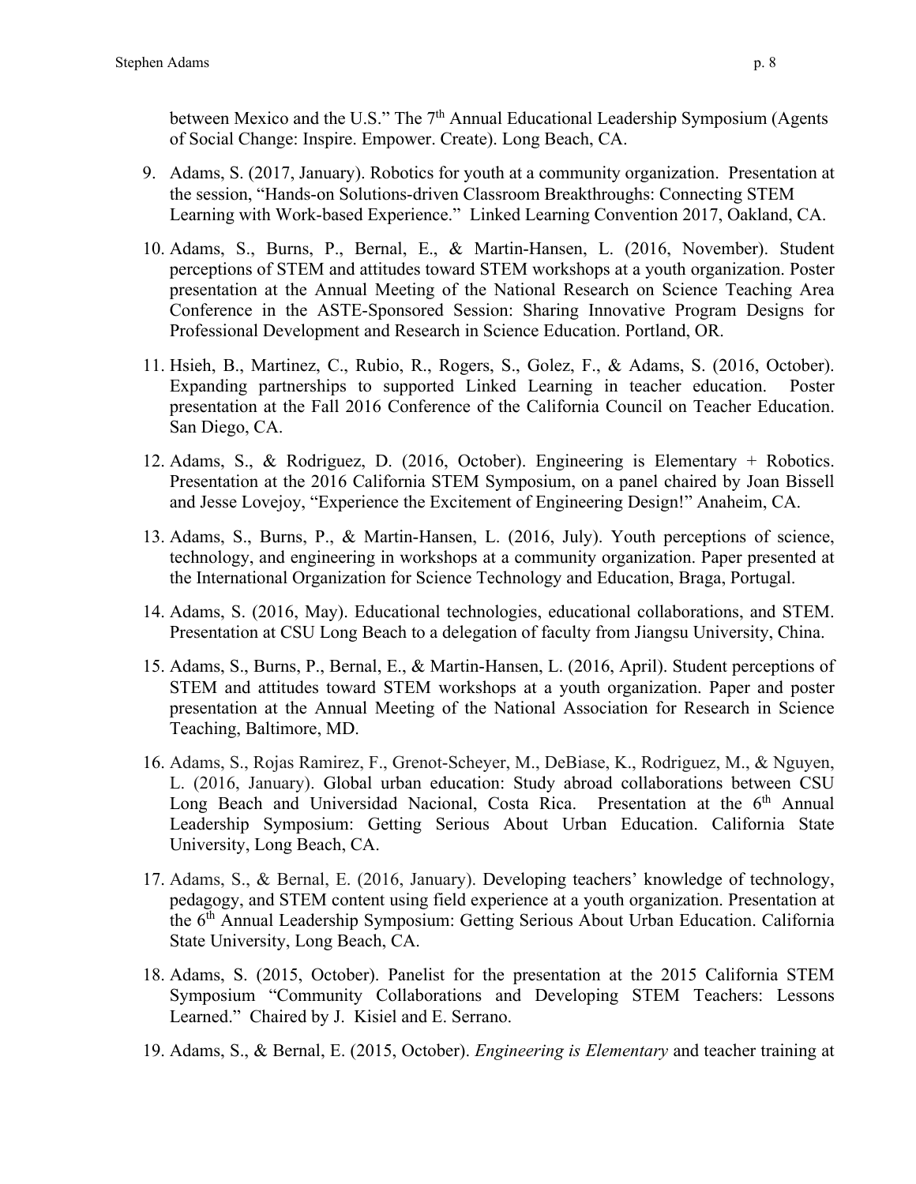between Mexico and the U.S." The 7th Annual Educational Leadership Symposium (Agents of Social Change: Inspire. Empower. Create). Long Beach, CA.

9. Adams, S. (2017, January). Robotics for youth at a community organization. Presentation at the session, "Hands-on Solutions-driven Classroom Breakthroughs: Connecting STEM Learning with Work-based Experience." Linked Learning Convention 2017, Oakland, CA.

10. Adams, S., Burns, P., Bernal, E., & Martin-Hansen, L. (2016, November). Student perceptions of STEM and attitudes toward STEM workshops at a youth organization. Poster presentation at the Annual Meeting of the National Research on Science Teaching Area Conference in the ASTE-Sponsored Session: Sharing Innovative Program Designs for Professional Development and Research in Science Education. Portland, OR.

11. Hsieh, B., Martinez, C., Rubio, R., Rogers, S., Golez, F., & Adams, S. (2016, October). Expanding partnerships to supported Linked Learning in teacher education. Poster presentation at the Fall 2016 Conference of the California Council on Teacher Education. San Diego, CA.

12. Adams, S., & Rodriguez, D. (2016, October). Engineering is Elementary + Robotics. Presentation at the 2016 California STEM Symposium, on a panel chaired by Joan Bissell and Jesse Lovejoy, "Experience the Excitement of Engineering Design!" Anaheim, CA.

13. Adams, S., Burns, P., & Martin-Hansen, L. (2016, July). Youth perceptions of science, technology, and engineering in workshops at a community organization. Paper presented at the International Organization for Science Technology and Education, Braga, Portugal.

14. Adams, S. (2016, May). Educational technologies, educational collaborations, and STEM. Presentation at CSU Long Beach to a delegation of faculty from Jiangsu University, China.

15. Adams, S., Burns, P., Bernal, E., & Martin-Hansen, L. (2016, April). Student perceptions of STEM and attitudes toward STEM workshops at a youth organization. Paper and poster presentation at the Annual Meeting of the National Association for Research in Science Teaching, Baltimore, MD.

16. Adams, S., Rojas Ramirez, F., Grenot-Scheyer, M., DeBiase, K., Rodriguez, M., & Nguyen, L. (2016, January). Global urban education: Study abroad collaborations between CSU Long Beach and Universidad Nacional, Costa Rica. Presentation at the 6th Annual Leadership Symposium: Getting Serious About Urban Education. California State University, Long Beach, CA.

17. Adams, S., & Bernal, E. (2016, January). Developing teachers' knowledge of technology, pedagogy, and STEM content using field experience at a youth organization. Presentation at the 6th Annual Leadership Symposium: Getting Serious About Urban Education. California State University, Long Beach, CA.

18. Adams, S. (2015, October). Panelist for the presentation at the 2015 California STEM Symposium "Community Collaborations and Developing STEM Teachers: Lessons Learned." Chaired by J. Kisiel and E. Serrano.

19. Adams, S., & Bernal, E. (2015, October). *Engineering is Elementary* and teacher training at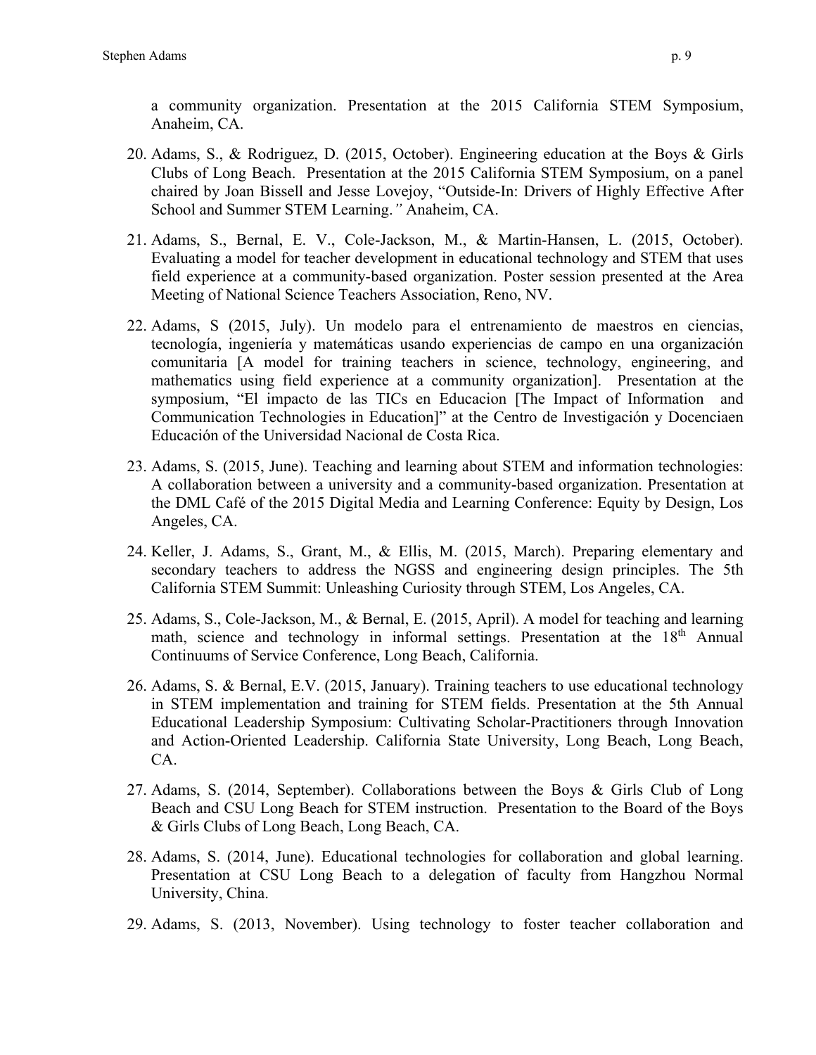a community organization. Presentation at the 2015 California STEM Symposium, Anaheim, CA.

20. Adams, S., & Rodriguez, D. (2015, October). Engineering education at the Boys & Girls Clubs of Long Beach. Presentation at the 2015 California STEM Symposium, on a panel chaired by Joan Bissell and Jesse Lovejoy, “Outside-In: Drivers of Highly Effective After School and Summer STEM Learning.*”* Anaheim, CA.

21. Adams, S., Bernal, E. V., Cole-Jackson, M., & Martin-Hansen, L. (2015, October). Evaluating a model for teacher development in educational technology and STEM that uses field experience at a community-based organization. Poster session presented at the Area Meeting of National Science Teachers Association, Reno, NV.

22. Adams, S (2015, July). Un modelo para el entrenamiento de maestros en ciencias, tecnología, ingeniería y matemáticas usando experiencias de campo en una organización comunitaria [A model for training teachers in science, technology, engineering, and mathematics using field experience at a community organization]. Presentation at the symposium, “El impacto de las TICs en Educacion [The Impact of Information and Communication Technologies in Education]” at the Centro de Investigación y Docenciaen Educación of the Universidad Nacional de Costa Rica.

23. Adams, S. (2015, June). Teaching and learning about STEM and information technologies: A collaboration between a university and a community-based organization. Presentation at the DML Café of the 2015 Digital Media and Learning Conference: Equity by Design, Los Angeles, CA.

24. Keller, J. Adams, S., Grant, M., & Ellis, M. (2015, March). Preparing elementary and secondary teachers to address the NGSS and engineering design principles. The 5th California STEM Summit: Unleashing Curiosity through STEM, Los Angeles, CA.

25. Adams, S., Cole-Jackson, M., & Bernal, E. (2015, April). A model for teaching and learning math, science and technology in informal settings. Presentation at the 18th Annual Continuums of Service Conference, Long Beach, California.

26. Adams, S. & Bernal, E.V. (2015, January). Training teachers to use educational technology in STEM implementation and training for STEM fields. Presentation at the 5th Annual Educational Leadership Symposium: Cultivating Scholar-Practitioners through Innovation and Action-Oriented Leadership. California State University, Long Beach, Long Beach, CA.

27. Adams, S. (2014, September). Collaborations between the Boys & Girls Club of Long Beach and CSU Long Beach for STEM instruction. Presentation to the Board of the Boys & Girls Clubs of Long Beach, Long Beach, CA.

28. Adams, S. (2014, June). Educational technologies for collaboration and global learning. Presentation at CSU Long Beach to a delegation of faculty from Hangzhou Normal University, China.

29. Adams, S. (2013, November). Using technology to foster teacher collaboration and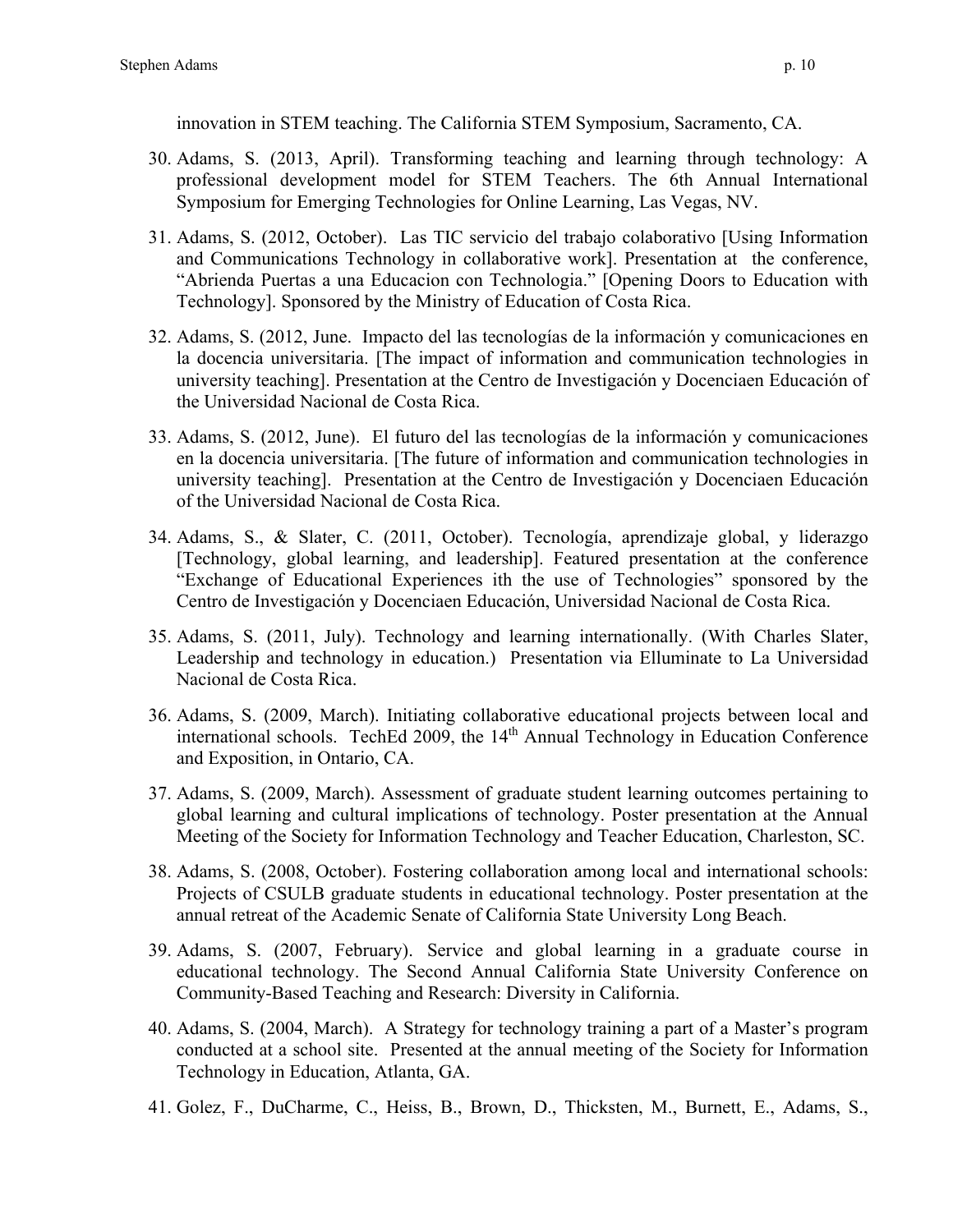innovation in STEM teaching. The California STEM Symposium, Sacramento, CA.

30. Adams, S. (2013, April). Transforming teaching and learning through technology: A professional development model for STEM Teachers. The 6th Annual International Symposium for Emerging Technologies for Online Learning, Las Vegas, NV.

31. Adams, S. (2012, October). Las TIC servicio del trabajo colaborativo [Using Information and Communications Technology in collaborative work]. Presentation at the conference, "Abrienda Puertas a una Educacion con Technologia." [Opening Doors to Education with Technology]. Sponsored by the Ministry of Education of Costa Rica.

32. Adams, S. (2012, June. Impacto del las tecnologías de la información y comunicaciones en la docencia universitaria. [The impact of information and communication technologies in university teaching]. Presentation at the Centro de Investigación y Docenciaen Educación of the Universidad Nacional de Costa Rica.

33. Adams, S. (2012, June). El futuro del las tecnologías de la información y comunicaciones en la docencia universitaria. [The future of information and communication technologies in university teaching]. Presentation at the Centro de Investigación y Docenciaen Educación of the Universidad Nacional de Costa Rica.

34. Adams, S., & Slater, C. (2011, October). Tecnología, aprendizaje global, y liderazgo [Technology, global learning, and leadership]. Featured presentation at the conference "Exchange of Educational Experiences ith the use of Technologies" sponsored by the Centro de Investigación y Docenciaen Educación, Universidad Nacional de Costa Rica.

35. Adams, S. (2011, July). Technology and learning internationally. (With Charles Slater, Leadership and technology in education.) Presentation via Elluminate to La Universidad Nacional de Costa Rica.

36. Adams, S. (2009, March). Initiating collaborative educational projects between local and international schools. TechEd 2009, the 14th Annual Technology in Education Conference and Exposition, in Ontario, CA.

37. Adams, S. (2009, March). Assessment of graduate student learning outcomes pertaining to global learning and cultural implications of technology. Poster presentation at the Annual Meeting of the Society for Information Technology and Teacher Education, Charleston, SC.

38. Adams, S. (2008, October). Fostering collaboration among local and international schools: Projects of CSULB graduate students in educational technology. Poster presentation at the annual retreat of the Academic Senate of California State University Long Beach.

39. Adams, S. (2007, February). Service and global learning in a graduate course in educational technology. The Second Annual California State University Conference on Community-Based Teaching and Research: Diversity in California.

40. Adams, S. (2004, March). A Strategy for technology training a part of a Master's program conducted at a school site. Presented at the annual meeting of the Society for Information Technology in Education, Atlanta, GA.

41. Golez, F., DuCharme, C., Heiss, B., Brown, D., Thicksten, M., Burnett, E., Adams, S.,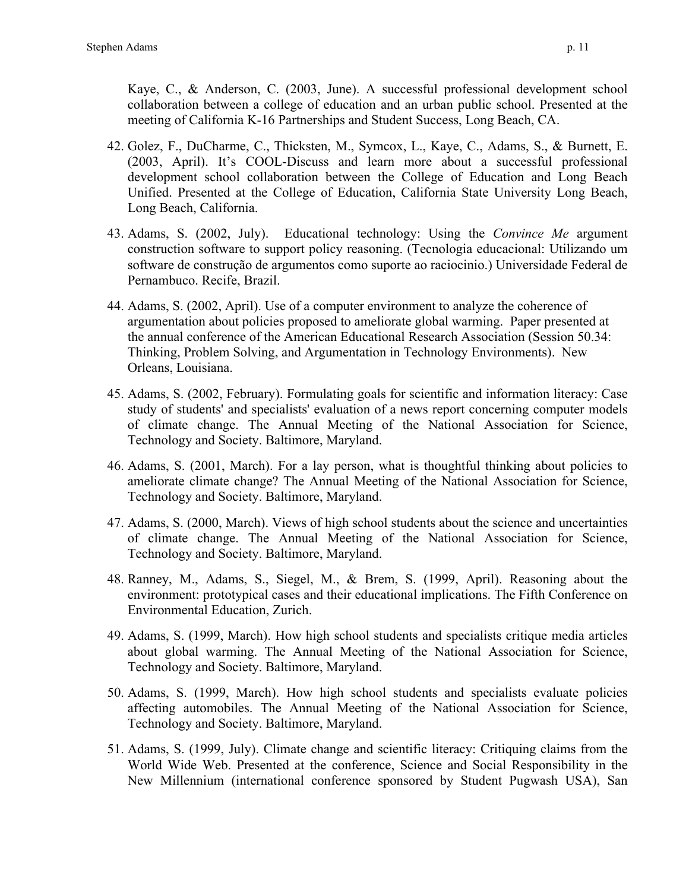Kaye, C., & Anderson, C. (2003, June). A successful professional development school collaboration between a college of education and an urban public school. Presented at the meeting of California K-16 Partnerships and Student Success, Long Beach, CA.

42. Golez, F., DuCharme, C., Thicksten, M., Symcox, L., Kaye, C., Adams, S., & Burnett, E. (2003, April). It's COOL-Discuss and learn more about a successful professional development school collaboration between the College of Education and Long Beach Unified. Presented at the College of Education, California State University Long Beach, Long Beach, California.

43. Adams, S. (2002, July). Educational technology: Using the *Convince Me* argument construction software to support policy reasoning. (Tecnologia educacional: Utilizando um software de construção de argumentos como suporte ao raciocinio.) Universidade Federal de Pernambuco. Recife, Brazil.

44. Adams, S. (2002, April). Use of a computer environment to analyze the coherence of argumentation about policies proposed to ameliorate global warming. Paper presented at the annual conference of the American Educational Research Association (Session 50.34: Thinking, Problem Solving, and Argumentation in Technology Environments). New Orleans, Louisiana.

45. Adams, S. (2002, February). Formulating goals for scientific and information literacy: Case study of students' and specialists' evaluation of a news report concerning computer models of climate change. The Annual Meeting of the National Association for Science, Technology and Society. Baltimore, Maryland.

46. Adams, S. (2001, March). For a lay person, what is thoughtful thinking about policies to ameliorate climate change? The Annual Meeting of the National Association for Science, Technology and Society. Baltimore, Maryland.

47. Adams, S. (2000, March). Views of high school students about the science and uncertainties of climate change. The Annual Meeting of the National Association for Science, Technology and Society. Baltimore, Maryland.

48. Ranney, M., Adams, S., Siegel, M., & Brem, S. (1999, April). Reasoning about the environment: prototypical cases and their educational implications. The Fifth Conference on Environmental Education, Zurich.

49. Adams, S. (1999, March). How high school students and specialists critique media articles about global warming. The Annual Meeting of the National Association for Science, Technology and Society. Baltimore, Maryland.

50. Adams, S. (1999, March). How high school students and specialists evaluate policies affecting automobiles. The Annual Meeting of the National Association for Science, Technology and Society. Baltimore, Maryland.

51. Adams, S. (1999, July). Climate change and scientific literacy: Critiquing claims from the World Wide Web. Presented at the conference, Science and Social Responsibility in the New Millennium (international conference sponsored by Student Pugwash USA), San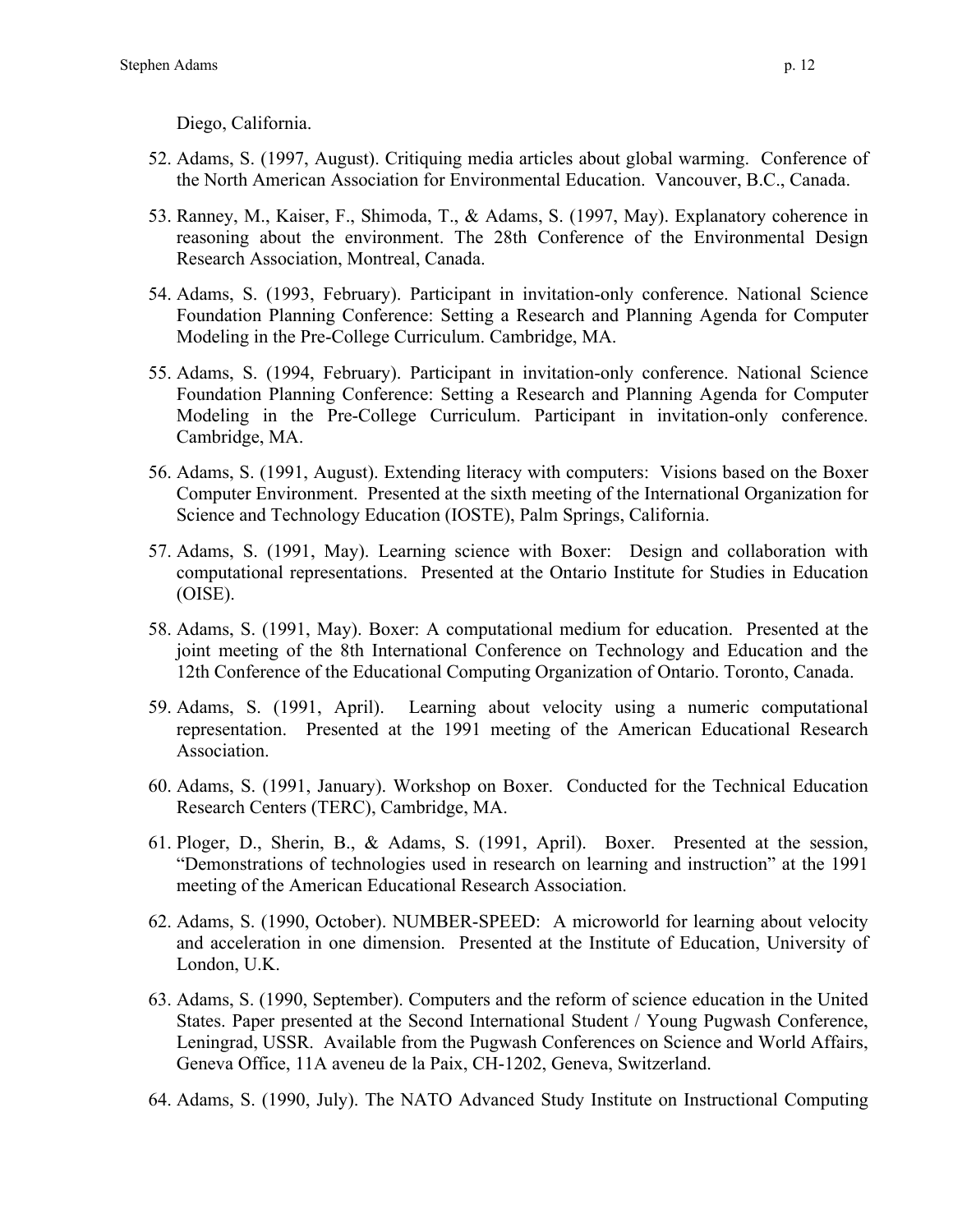Diego, California.

52. Adams, S. (1997, August). Critiquing media articles about global warming. Conference of the North American Association for Environmental Education. Vancouver, B.C., Canada.

53. Ranney, M., Kaiser, F., Shimoda, T., & Adams, S. (1997, May). Explanatory coherence in reasoning about the environment. The 28th Conference of the Environmental Design Research Association, Montreal, Canada.

54. Adams, S. (1993, February). Participant in invitation-only conference. National Science Foundation Planning Conference: Setting a Research and Planning Agenda for Computer Modeling in the Pre-College Curriculum. Cambridge, MA.

55. Adams, S. (1994, February). Participant in invitation-only conference. National Science Foundation Planning Conference: Setting a Research and Planning Agenda for Computer Modeling in the Pre-College Curriculum. Participant in invitation-only conference. Cambridge, MA.

56. Adams, S. (1991, August). Extending literacy with computers: Visions based on the Boxer Computer Environment. Presented at the sixth meeting of the International Organization for Science and Technology Education (IOSTE), Palm Springs, California.

57. Adams, S. (1991, May). Learning science with Boxer: Design and collaboration with computational representations. Presented at the Ontario Institute for Studies in Education (OISE).

58. Adams, S. (1991, May). Boxer: A computational medium for education. Presented at the joint meeting of the 8th International Conference on Technology and Education and the 12th Conference of the Educational Computing Organization of Ontario. Toronto, Canada.

59. Adams, S. (1991, April). Learning about velocity using a numeric computational representation. Presented at the 1991 meeting of the American Educational Research Association.

60. Adams, S. (1991, January). Workshop on Boxer. Conducted for the Technical Education Research Centers (TERC), Cambridge, MA.

61. Ploger, D., Sherin, B., & Adams, S. (1991, April). Boxer. Presented at the session, "Demonstrations of technologies used in research on learning and instruction" at the 1991 meeting of the American Educational Research Association.

62. Adams, S. (1990, October). NUMBER-SPEED: A microworld for learning about velocity and acceleration in one dimension. Presented at the Institute of Education, University of London, U.K.

63. Adams, S. (1990, September). Computers and the reform of science education in the United States. Paper presented at the Second International Student / Young Pugwash Conference, Leningrad, USSR. Available from the Pugwash Conferences on Science and World Affairs, Geneva Office, 11A aveneu de la Paix, CH-1202, Geneva, Switzerland.

64. Adams, S. (1990, July). The NATO Advanced Study Institute on Instructional Computing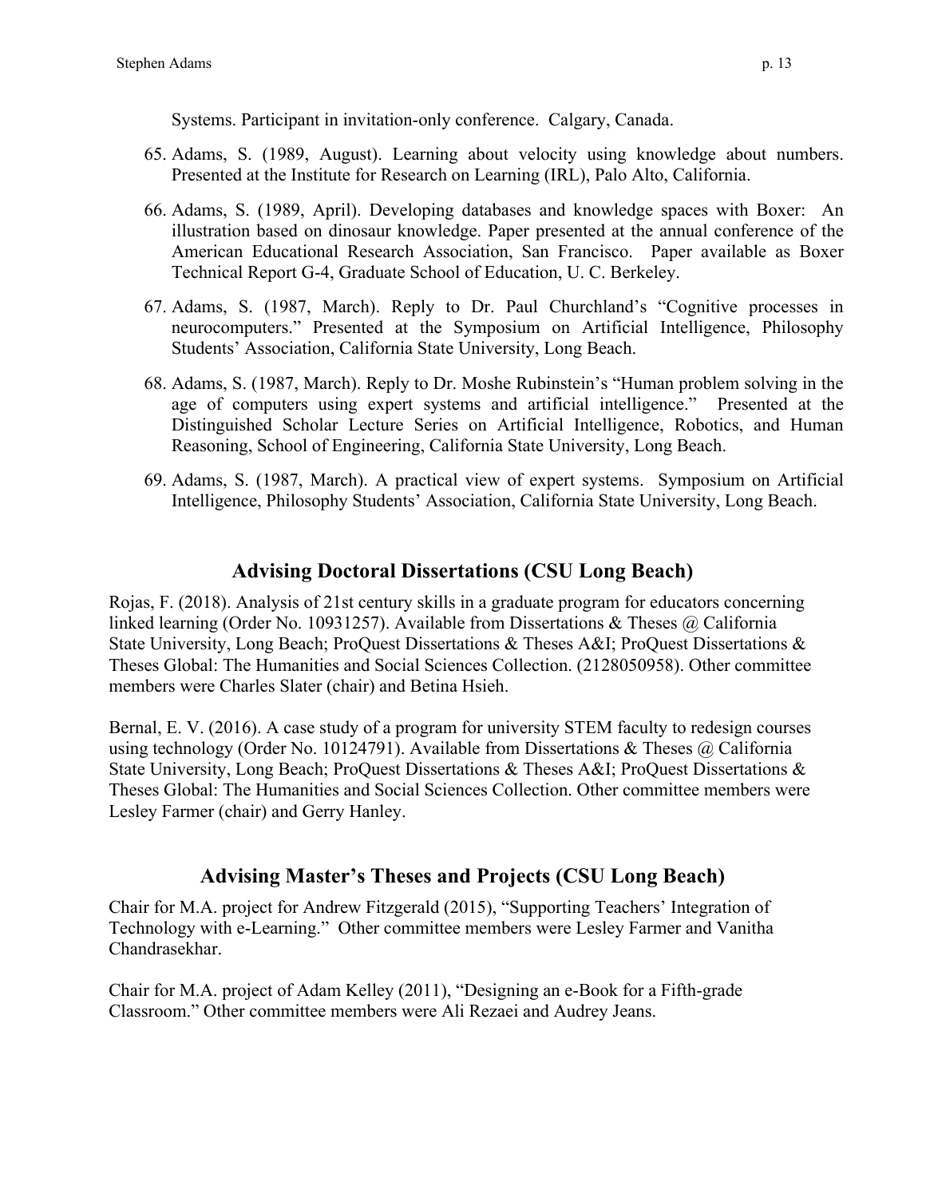Systems. Participant in invitation-only conference. Calgary, Canada.

65. Adams, S. (1989, August). Learning about velocity using knowledge about numbers. Presented at the Institute for Research on Learning (IRL), Palo Alto, California.
66. Adams, S. (1989, April). Developing databases and knowledge spaces with Boxer: An illustration based on dinosaur knowledge. Paper presented at the annual conference of the American Educational Research Association, San Francisco. Paper available as Boxer Technical Report G-4, Graduate School of Education, U. C. Berkeley.
67. Adams, S. (1987, March). Reply to Dr. Paul Churchland's "Cognitive processes in neurocomputers." Presented at the Symposium on Artificial Intelligence, Philosophy Students' Association, California State University, Long Beach.
68. Adams, S. (1987, March). Reply to Dr. Moshe Rubinstein's "Human problem solving in the age of computers using expert systems and artificial intelligence." Presented at the Distinguished Scholar Lecture Series on Artificial Intelligence, Robotics, and Human Reasoning, School of Engineering, California State University, Long Beach.
69. Adams, S. (1987, March). A practical view of expert systems. Symposium on Artificial Intelligence, Philosophy Students' Association, California State University, Long Beach.

## Advising Doctoral Dissertations (CSU Long Beach)

Rojas, F. (2018). Analysis of 21st century skills in a graduate program for educators concerning linked learning (Order No. 10931257). Available from Dissertations & Theses @ California State University, Long Beach; ProQuest Dissertations & Theses A&I; ProQuest Dissertations & Theses Global: The Humanities and Social Sciences Collection. (2128050958). Other committee members were Charles Slater (chair) and Betina Hsieh.

Bernal, E. V. (2016). A case study of a program for university STEM faculty to redesign courses using technology (Order No. 10124791). Available from Dissertations & Theses @ California State University, Long Beach; ProQuest Dissertations & Theses A&I; ProQuest Dissertations & Theses Global: The Humanities and Social Sciences Collection. Other committee members were Lesley Farmer (chair) and Gerry Hanley.

## Advising Master's Theses and Projects (CSU Long Beach)

Chair for M.A. project for Andrew Fitzgerald (2015), "Supporting Teachers' Integration of Technology with e-Learning." Other committee members were Lesley Farmer and Vanitha Chandrasekhar.

Chair for M.A. project of Adam Kelley (2011), "Designing an e-Book for a Fifth-grade Classroom." Other committee members were Ali Rezaei and Audrey Jeans.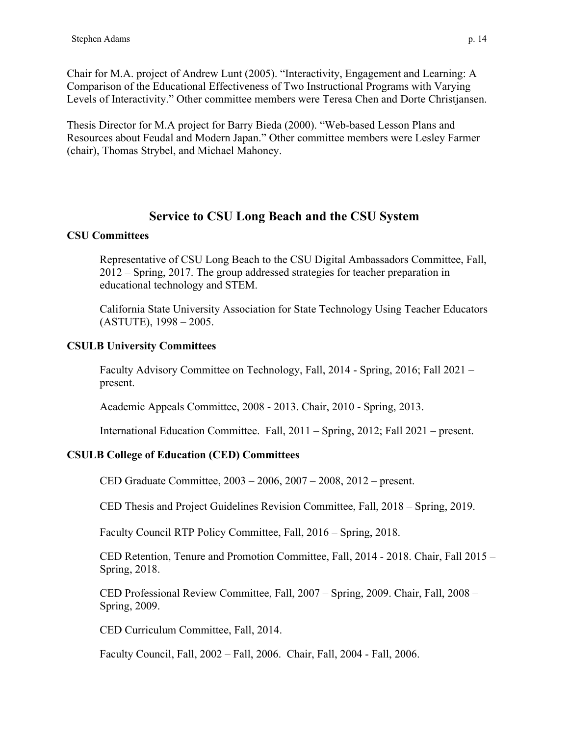Chair for M.A. project of Andrew Lunt (2005). "Interactivity, Engagement and Learning: A Comparison of the Educational Effectiveness of Two Instructional Programs with Varying Levels of Interactivity." Other committee members were Teresa Chen and Dorte Christjansen.

Thesis Director for M.A project for Barry Bieda (2000). "Web-based Lesson Plans and Resources about Feudal and Modern Japan." Other committee members were Lesley Farmer (chair), Thomas Strybel, and Michael Mahoney.

## Service to CSU Long Beach and the CSU System

### CSU Committees

Representative of CSU Long Beach to the CSU Digital Ambassadors Committee, Fall, 2012 – Spring, 2017. The group addressed strategies for teacher preparation in educational technology and STEM.

California State University Association for State Technology Using Teacher Educators (ASTUTE), 1998 – 2005.

### CSULB University Committees

Faculty Advisory Committee on Technology, Fall, 2014 - Spring, 2016; Fall 2021 – present.

Academic Appeals Committee, 2008 - 2013. Chair, 2010 - Spring, 2013.

International Education Committee. Fall, 2011 – Spring, 2012; Fall 2021 – present.

### CSULB College of Education (CED) Committees

CED Graduate Committee, 2003 – 2006, 2007 – 2008, 2012 – present.

CED Thesis and Project Guidelines Revision Committee, Fall, 2018 – Spring, 2019.

Faculty Council RTP Policy Committee, Fall, 2016 – Spring, 2018.

CED Retention, Tenure and Promotion Committee, Fall, 2014 - 2018. Chair, Fall 2015 – Spring, 2018.

CED Professional Review Committee, Fall, 2007 – Spring, 2009. Chair, Fall, 2008 – Spring, 2009.

CED Curriculum Committee, Fall, 2014.

Faculty Council, Fall, 2002 – Fall, 2006. Chair, Fall, 2004 - Fall, 2006.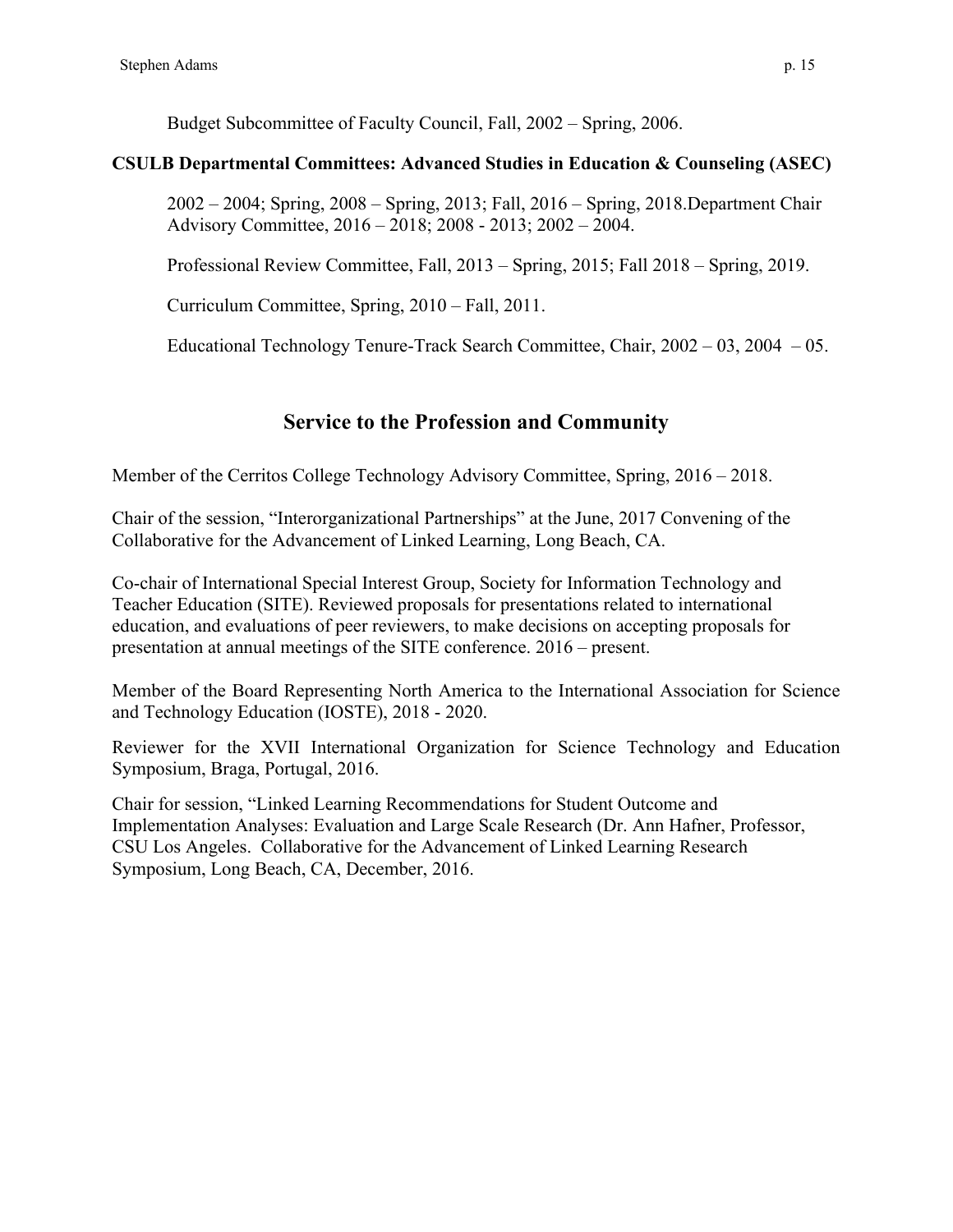Budget Subcommittee of Faculty Council, Fall, 2002 – Spring, 2006.

**CSULB Departmental Committees: Advanced Studies in Education & Counseling (ASEC)**

2002 – 2004; Spring, 2008 – Spring, 2013; Fall, 2016 – Spring, 2018.Department Chair Advisory Committee, 2016 – 2018; 2008 - 2013; 2002 – 2004.

Professional Review Committee, Fall, 2013 – Spring, 2015; Fall 2018 – Spring, 2019.

Curriculum Committee, Spring, 2010 – Fall, 2011.

Educational Technology Tenure-Track Search Committee, Chair, 2002 – 03, 2004 – 05.

## Service to the Profession and Community

Member of the Cerritos College Technology Advisory Committee, Spring, 2016 – 2018.

Chair of the session, "Interorganizational Partnerships" at the June, 2017 Convening of the Collaborative for the Advancement of Linked Learning, Long Beach, CA.

Co-chair of International Special Interest Group, Society for Information Technology and Teacher Education (SITE). Reviewed proposals for presentations related to international education, and evaluations of peer reviewers, to make decisions on accepting proposals for presentation at annual meetings of the SITE conference. 2016 – present.

Member of the Board Representing North America to the International Association for Science and Technology Education (IOSTE), 2018 - 2020.

Reviewer for the XVII International Organization for Science Technology and Education Symposium, Braga, Portugal, 2016.

Chair for session, "Linked Learning Recommendations for Student Outcome and Implementation Analyses: Evaluation and Large Scale Research (Dr. Ann Hafner, Professor, CSU Los Angeles. Collaborative for the Advancement of Linked Learning Research Symposium, Long Beach, CA, December, 2016.